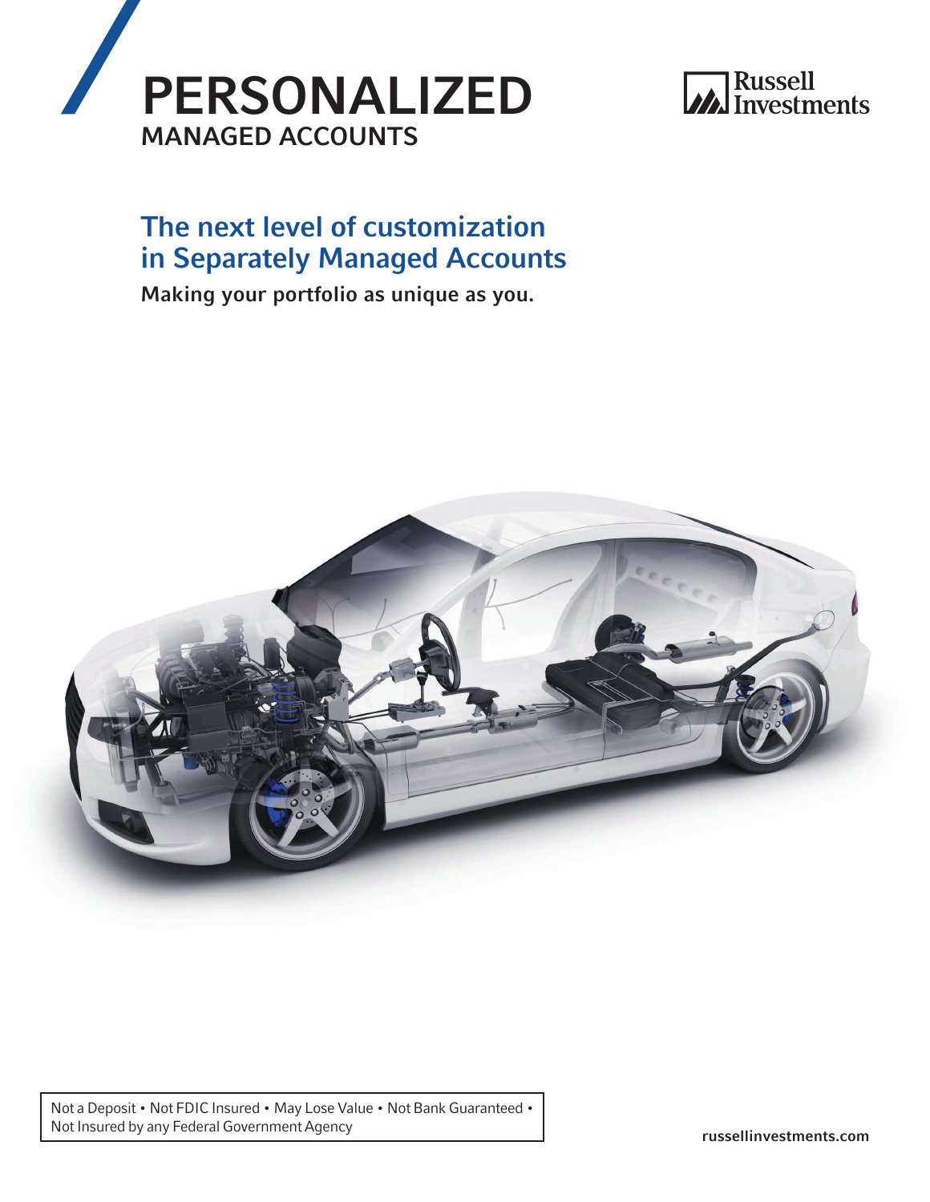# PERSONALIZED

## MANAGED ACCOUNTS

Russell Investments

## The next level of customization in Separately Managed Accounts

**Making your portfolio as unique as you.**

Not a Deposit • Not FDIC Insured • May Lose Value • Not Bank Guaranteed • Not Insured by any Federal Government Agency

russellinvestments.com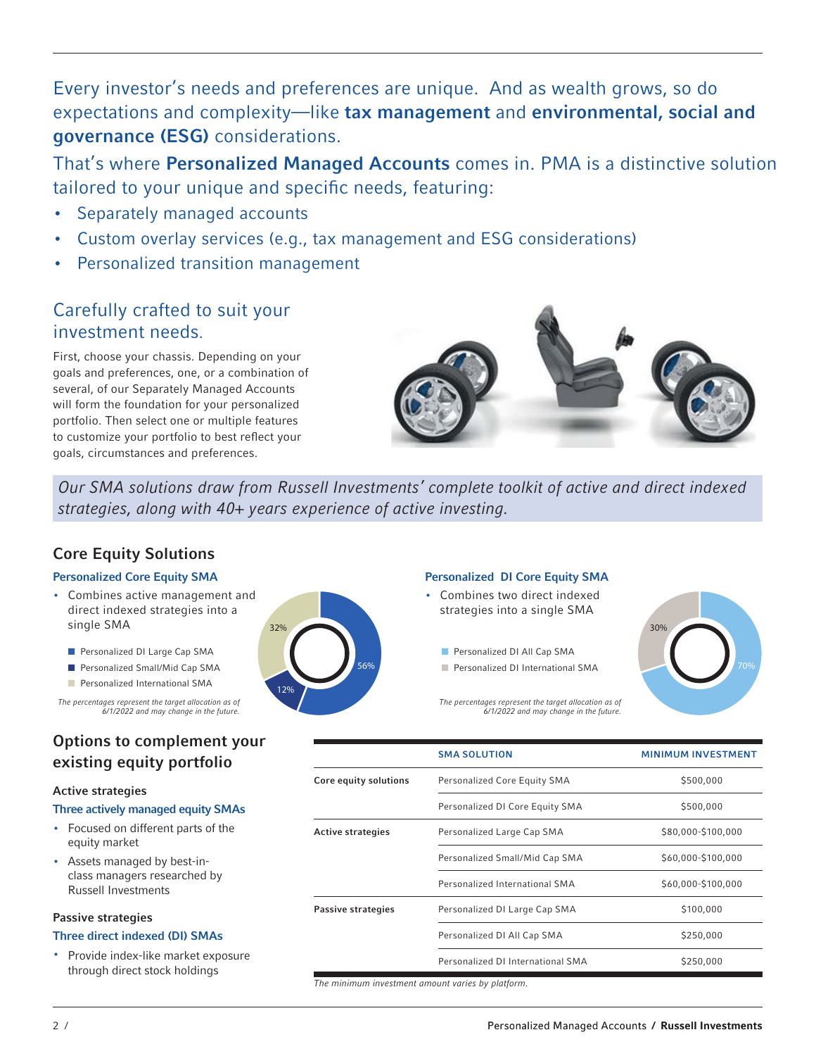Every investor's needs and preferences are unique. And as wealth grows, so do expectations and complexity—like **tax management** and **environmental, social and governance (ESG)** considerations.

That's where **Personalized Managed Accounts** comes in. PMA is a distinctive solution tailored to your unique and specific needs, featuring:

- Separately managed accounts
- Custom overlay services (e.g., tax management and ESG considerations)
- Personalized transition management

## Carefully crafted to suit your investment needs.

First, choose your chassis. Depending on your goals and preferences, one, or a combination of several, of our Separately Managed Accounts will form the foundation for your personalized portfolio. Then select one or multiple features to customize your portfolio to best reflect your goals, circumstances and preferences.

*Our SMA solutions draw from Russell Investments' complete toolkit of active and direct indexed strategies, along with 40+ years experience of active investing.*

## Core Equity Solutions

### Personalized Core Equity SMA

- Combines active management and direct indexed strategies into a single SMA

Personalized DI Large Cap SMA
Personalized Small/Mid Cap SMA
Personalized International SMA

56%
12%
32%

*The percentages represent the target allocation as of 6/1/2022 and may change in the future.*

### Personalized DI Core Equity SMA

- Combines two direct indexed strategies into a single SMA

Personalized DI All Cap SMA
Personalized DI International SMA

70%
30%

*The percentages represent the target allocation as of 6/1/2022 and may change in the future.*

## Options to complement your existing equity portfolio

### Active strategies

**Three actively managed equity SMAs**

- Focused on different parts of the equity market
- Assets managed by best-in-class managers researched by Russell Investments

### Passive strategies

**Three direct indexed (DI) SMAs**

- Provide index-like market exposure through direct stock holdings

| | SMA SOLUTION | MINIMUM INVESTMENT |
|---|---|---|
| Core equity solutions | Personalized Core Equity SMA | $500,000 |
| | Personalized DI Core Equity SMA | $500,000 |
| Active strategies | Personalized Large Cap SMA | $80,000-$100,000 |
| | Personalized Small/Mid Cap SMA | $60,000-$100,000 |
| | Personalized International SMA | $60,000-$100,000 |
| Passive strategies | Personalized DI Large Cap SMA | $100,000 |
| | Personalized DI All Cap SMA | $250,000 |
| | Personalized DI International SMA | $250,000 |

*The minimum investment amount varies by platform.*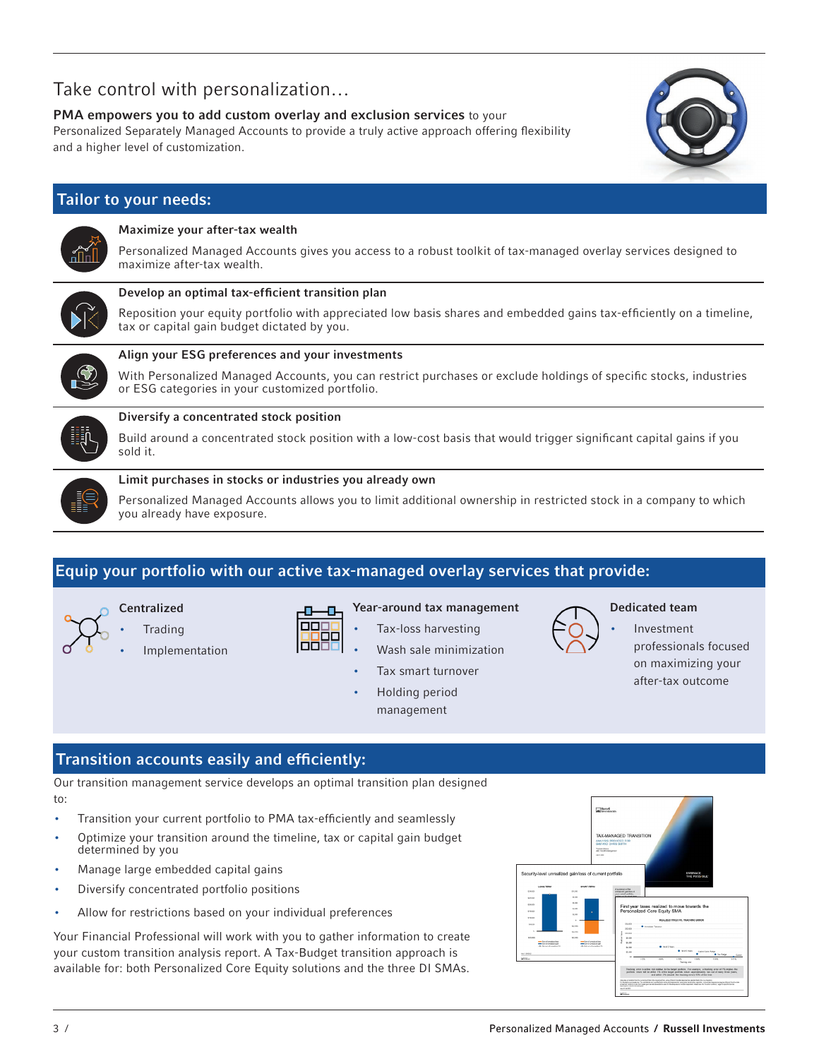## Take control with personalization…

**PMA empowers you to add custom overlay and exclusion services** to your Personalized Separately Managed Accounts to provide a truly active approach offering flexibility and a higher level of customization.

## Tailor to your needs:

**Maximize your after-tax wealth**

Personalized Managed Accounts gives you access to a robust toolkit of tax-managed overlay services designed to maximize after-tax wealth.

**Develop an optimal tax-efficient transition plan**

Reposition your equity portfolio with appreciated low basis shares and embedded gains tax-efficiently on a timeline, tax or capital gain budget dictated by you.

**Align your ESG preferences and your investments**

With Personalized Managed Accounts, you can restrict purchases or exclude holdings of specific stocks, industries or ESG categories in your customized portfolio.

**Diversify a concentrated stock position**

Build around a concentrated stock position with a low-cost basis that would trigger significant capital gains if you sold it.

**Limit purchases in stocks or industries you already own**

Personalized Managed Accounts allows you to limit additional ownership in restricted stock in a company to which you already have exposure.

## Equip your portfolio with our active tax-managed overlay services that provide:

**Centralized**

- Trading
- Implementation

**Year-around tax management**

- Tax-loss harvesting
- Wash sale minimization
- Tax smart turnover
- Holding period management

**Dedicated team**

- Investment professionals focused on maximizing your after-tax outcome

## Transition accounts easily and efficiently:

Our transition management service develops an optimal transition plan designed to:

- Transition your current portfolio to PMA tax-efficiently and seamlessly
- Optimize your transition around the timeline, tax or capital gain budget determined by you
- Manage large embedded capital gains
- Diversify concentrated portfolio positions
- Allow for restrictions based on your individual preferences

Your Financial Professional will work with you to gather information to create your custom transition analysis report. A Tax-Budget transition approach is available for: both Personalized Core Equity solutions and the three DI SMAs.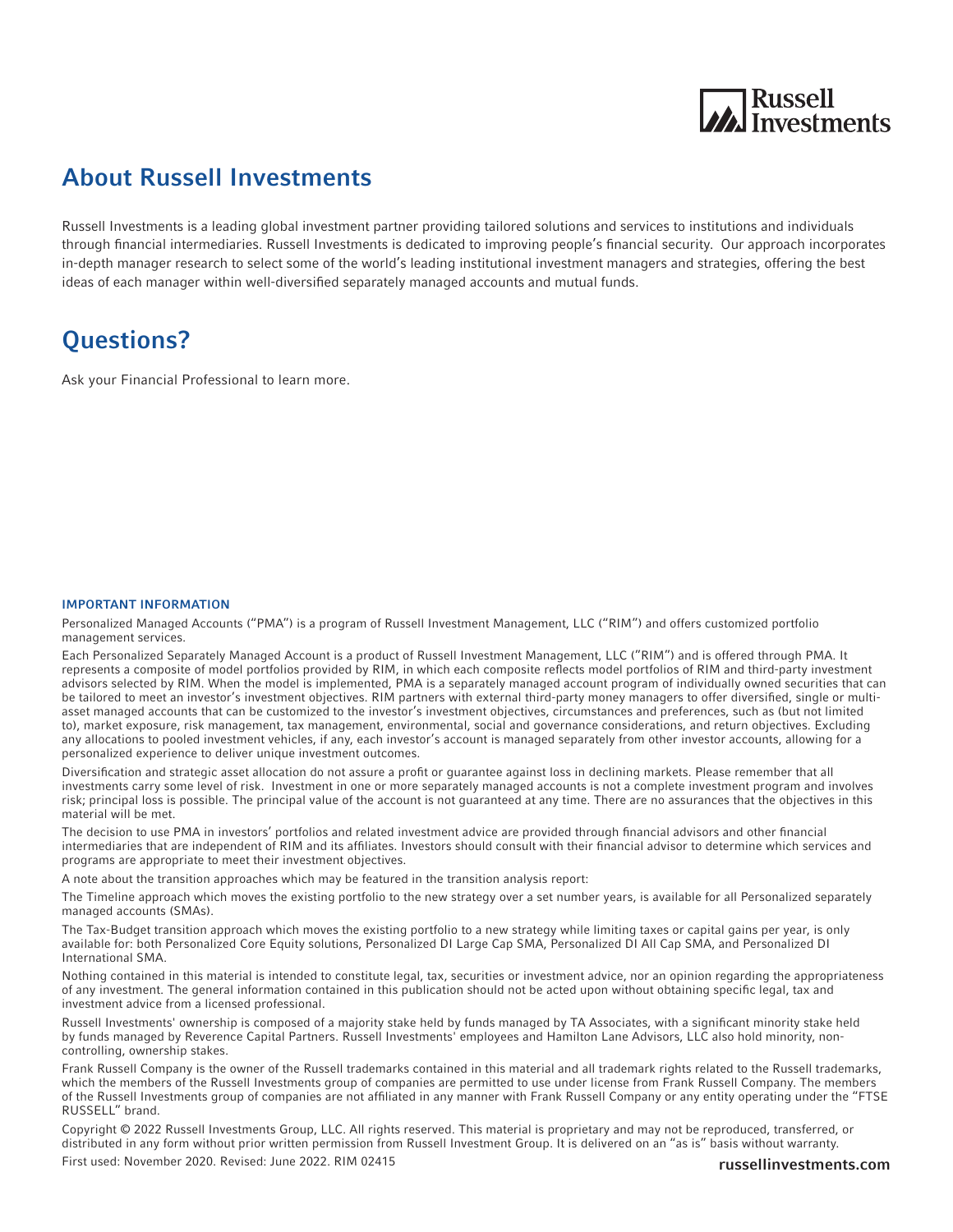## About Russell Investments

Russell Investments is a leading global investment partner providing tailored solutions and services to institutions and individuals through financial intermediaries. Russell Investments is dedicated to improving people's financial security. Our approach incorporates in-depth manager research to select some of the world's leading institutional investment managers and strategies, offering the best ideas of each manager within well-diversified separately managed accounts and mutual funds.

## Questions?

Ask your Financial Professional to learn more.

### IMPORTANT INFORMATION

Personalized Managed Accounts ("PMA") is a program of Russell Investment Management, LLC ("RIM") and offers customized portfolio management services.

Each Personalized Separately Managed Account is a product of Russell Investment Management, LLC ("RIM") and is offered through PMA. It represents a composite of model portfolios provided by RIM, in which each composite reflects model portfolios of RIM and third-party investment advisors selected by RIM. When the model is implemented, PMA is a separately managed account program of individually owned securities that can be tailored to meet an investor's investment objectives. RIM partners with external third-party money managers to offer diversified, single or multi-asset managed accounts that can be customized to the investor's investment objectives, circumstances and preferences, such as (but not limited to), market exposure, risk management, tax management, environmental, social and governance considerations, and return objectives. Excluding any allocations to pooled investment vehicles, if any, each investor's account is managed separately from other investor accounts, allowing for a personalized experience to deliver unique investment outcomes.

Diversification and strategic asset allocation do not assure a profit or guarantee against loss in declining markets. Please remember that all investments carry some level of risk. Investment in one or more separately managed accounts is not a complete investment program and involves risk; principal loss is possible. The principal value of the account is not guaranteed at any time. There are no assurances that the objectives in this material will be met.

The decision to use PMA in investors' portfolios and related investment advice are provided through financial advisors and other financial intermediaries that are independent of RIM and its affiliates. Investors should consult with their financial advisor to determine which services and programs are appropriate to meet their investment objectives.

A note about the transition approaches which may be featured in the transition analysis report:

The Timeline approach which moves the existing portfolio to the new strategy over a set number years, is available for all Personalized separately managed accounts (SMAs).

The Tax-Budget transition approach which moves the existing portfolio to a new strategy while limiting taxes or capital gains per year, is only available for: both Personalized Core Equity solutions, Personalized DI Large Cap SMA, Personalized DI All Cap SMA, and Personalized DI International SMA.

Nothing contained in this material is intended to constitute legal, tax, securities or investment advice, nor an opinion regarding the appropriateness of any investment. The general information contained in this publication should not be acted upon without obtaining specific legal, tax and investment advice from a licensed professional.

Russell Investments' ownership is composed of a majority stake held by funds managed by TA Associates, with a significant minority stake held by funds managed by Reverence Capital Partners. Russell Investments' employees and Hamilton Lane Advisors, LLC also hold minority, non-controlling, ownership stakes.

Frank Russell Company is the owner of the Russell trademarks contained in this material and all trademark rights related to the Russell trademarks, which the members of the Russell Investments group of companies are permitted to use under license from Frank Russell Company. The members of the Russell Investments group of companies are not affiliated in any manner with Frank Russell Company or any entity operating under the "FTSE RUSSELL" brand.

Copyright © 2022 Russell Investments Group, LLC. All rights reserved. This material is proprietary and may not be reproduced, transferred, or distributed in any form without prior written permission from Russell Investment Group. It is delivered on an "as is" basis without warranty.

First used: November 2020. Revised: June 2022. RIM 02415

russellinvestments.com